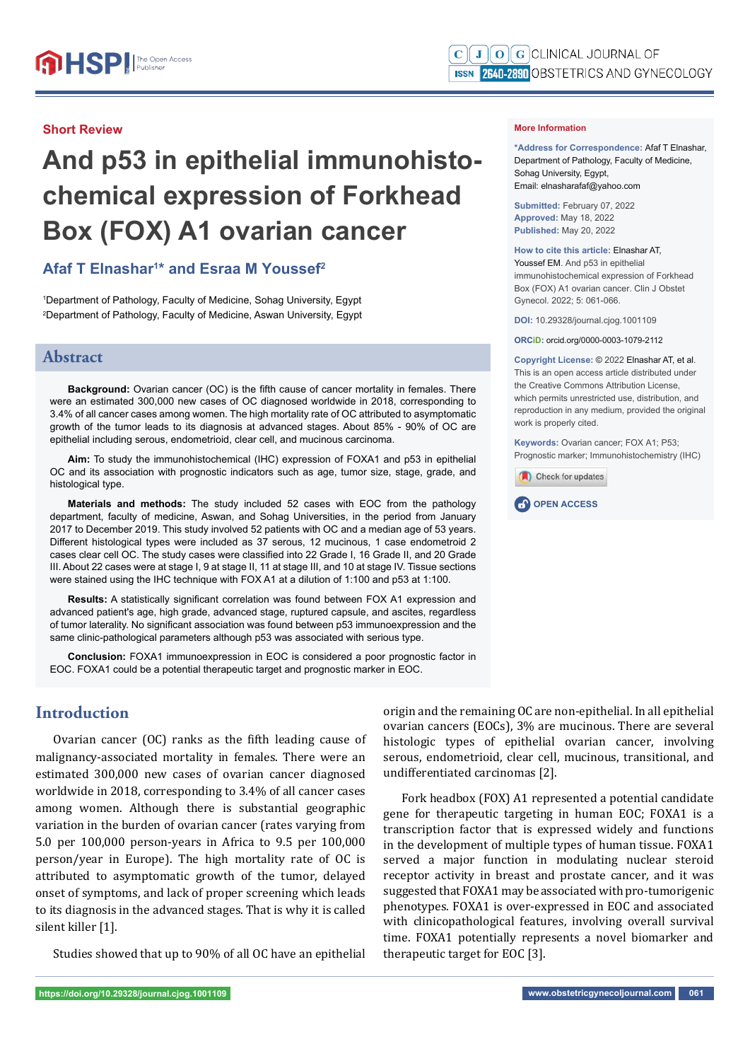Short Review

# And p53 in epithelial immunohistochemical expression of Forkhead Box (FOX) A1 ovarian cancer

**Afaf T Elnashar[1]* and Esraa M Youssef[2]**

[1]Department of Pathology, Faculty of Medicine, Sohag University, Egypt
[2]Department of Pathology, Faculty of Medicine, Aswan University, Egypt

**More Information**

**\*Address for Correspondence:** Afaf T Elnashar, Department of Pathology, Faculty of Medicine, Sohag University, Egypt, Email: elnasharafaf@yahoo.com

**Submitted:** February 07, 2022
**Approved:** May 18, 2022
**Published:** May 20, 2022

**How to cite this article:** Elnashar AT, Youssef EM. And p53 in epithelial immunohistochemical expression of Forkhead Box (FOX) A1 ovarian cancer. Clin J Obstet Gynecol. 2022; 5: 061-066.

**DOI:** 10.29328/journal.cjog.1001109

**ORCiD:** orcid.org/0000-0003-1079-2112

**Copyright License:** © 2022 Elnashar AT, et al. This is an open access article distributed under the Creative Commons Attribution License, which permits unrestricted use, distribution, and reproduction in any medium, provided the original work is properly cited.

**Keywords:** Ovarian cancer; FOX A1; P53; Prognostic marker; Immunohistochemistry (IHC)

## Abstract

**Background:** Ovarian cancer (OC) is the fifth cause of cancer mortality in females. There were an estimated 300,000 new cases of OC diagnosed worldwide in 2018, corresponding to 3.4% of all cancer cases among women. The high mortality rate of OC attributed to asymptomatic growth of the tumor leads to its diagnosis at advanced stages. About 85% - 90% of OC are epithelial including serous, endometrioid, clear cell, and mucinous carcinoma.

**Aim:** To study the immunohistochemical (IHC) expression of FOXA1 and p53 in epithelial OC and its association with prognostic indicators such as age, tumor size, stage, grade, and histological type.

**Materials and methods:** The study included 52 cases with EOC from the pathology department, faculty of medicine, Aswan, and Sohag Universities, in the period from January 2017 to December 2019. This study involved 52 patients with OC and a median age of 53 years. Different histological types were included as 37 serous, 12 mucinous, 1 case endometroid 2 cases clear cell OC. The study cases were classified into 22 Grade I, 16 Grade II, and 20 Grade III. About 22 cases were at stage I, 9 at stage II, 11 at stage III, and 10 at stage IV. Tissue sections were stained using the IHC technique with FOX A1 at a dilution of 1:100 and p53 at 1:100.

**Results:** A statistically significant correlation was found between FOX A1 expression and advanced patient's age, high grade, advanced stage, ruptured capsule, and ascites, regardless of tumor laterality. No significant association was found between p53 immunoexpression and the same clinic-pathological parameters although p53 was associated with serous type.

**Conclusion:** FOXA1 immunoexpression in EOC is considered a poor prognostic factor in EOC. FOXA1 could be a potential therapeutic target and prognostic marker in EOC.

## Introduction

Ovarian cancer (OC) ranks as the fifth leading cause of malignancy-associated mortality in females. There were an estimated 300,000 new cases of ovarian cancer diagnosed worldwide in 2018, corresponding to 3.4% of all cancer cases among women. Although there is substantial geographic variation in the burden of ovarian cancer (rates varying from 5.0 per 100,000 person-years in Africa to 9.5 per 100,000 person/year in Europe). The high mortality rate of OC is attributed to asymptomatic growth of the tumor, delayed onset of symptoms, and lack of proper screening which leads to its diagnosis in the advanced stages. That is why it is called silent killer [1].

Studies showed that up to 90% of all OC have an epithelial origin and the remaining OC are non-epithelial. In all epithelial ovarian cancers (EOCs), 3% are mucinous. There are several histologic types of epithelial ovarian cancer, involving serous, endometrioid, clear cell, mucinous, transitional, and undifferentiated carcinomas [2].

Fork headbox (FOX) A1 represented a potential candidate gene for therapeutic targeting in human EOC; FOXA1 is a transcription factor that is expressed widely and functions in the development of multiple types of human tissue. FOXA1 served a major function in modulating nuclear steroid receptor activity in breast and prostate cancer, and it was suggested that FOXA1 may be associated with pro-tumorigenic phenotypes. FOXA1 is over-expressed in EOC and associated with clinicopathological features, involving overall survival time. FOXA1 potentially represents a novel biomarker and therapeutic target for EOC [3].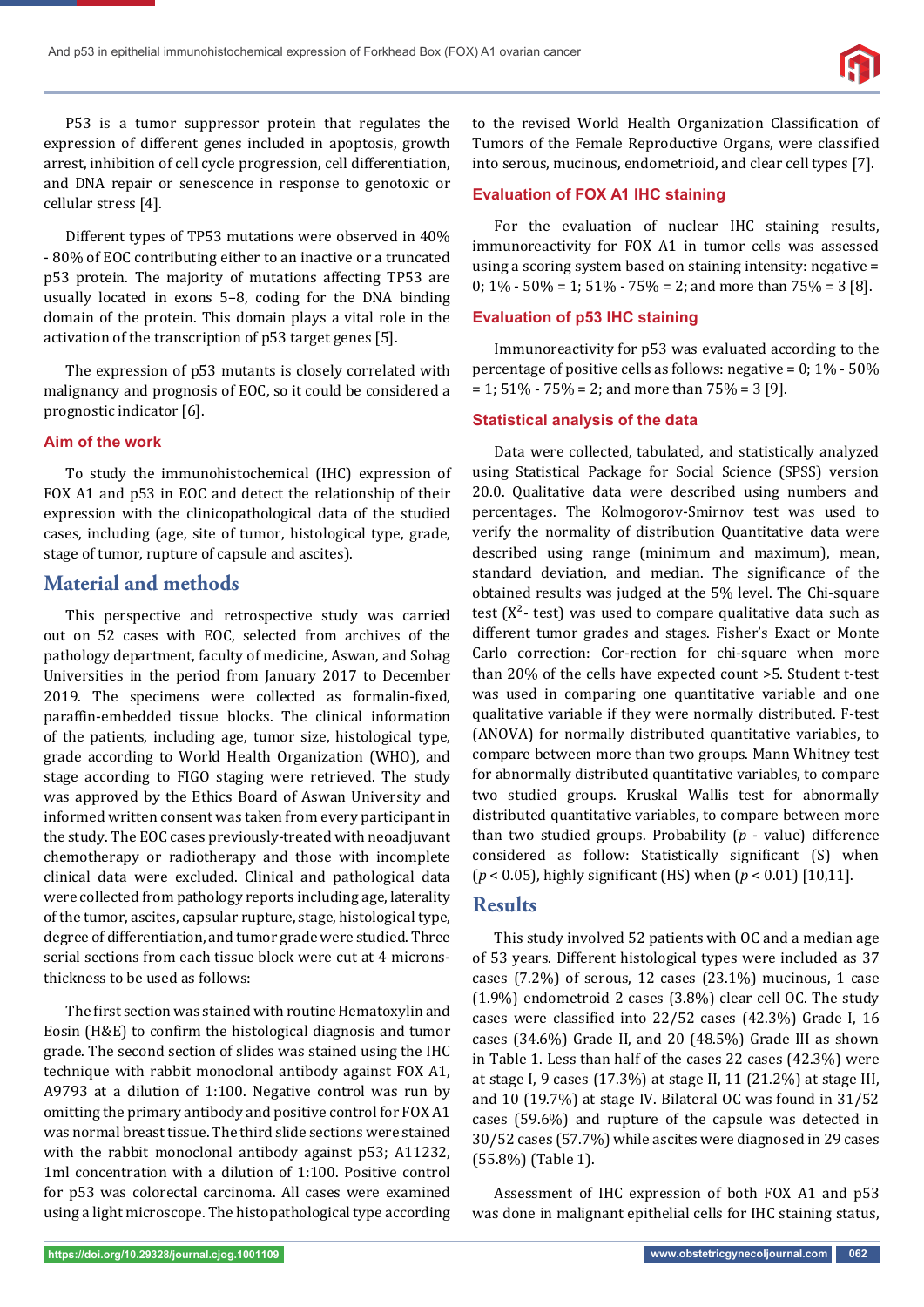P53 is a tumor suppressor protein that regulates the expression of different genes included in apoptosis, growth arrest, inhibition of cell cycle progression, cell differentiation, and DNA repair or senescence in response to genotoxic or cellular stress [4].

Different types of TP53 mutations were observed in 40% - 80% of EOC contributing either to an inactive or a truncated p53 protein. The majority of mutations affecting TP53 are usually located in exons 5–8, coding for the DNA binding domain of the protein. This domain plays a vital role in the activation of the transcription of p53 target genes [5].

The expression of p53 mutants is closely correlated with malignancy and prognosis of EOC, so it could be considered a prognostic indicator [6].

### Aim of the work

To study the immunohistochemical (IHC) expression of FOX A1 and p53 in EOC and detect the relationship of their expression with the clinicopathological data of the studied cases, including (age, site of tumor, histological type, grade, stage of tumor, rupture of capsule and ascites).

## Material and methods

This perspective and retrospective study was carried out on 52 cases with EOC, selected from archives of the pathology department, faculty of medicine, Aswan, and Sohag Universities in the period from January 2017 to December 2019. The specimens were collected as formalin-fixed, paraffin-embedded tissue blocks. The clinical information of the patients, including age, tumor size, histological type, grade according to World Health Organization (WHO), and stage according to FIGO staging were retrieved. The study was approved by the Ethics Board of Aswan University and informed written consent was taken from every participant in the study. The EOC cases previously-treated with neoadjuvant chemotherapy or radiotherapy and those with incomplete clinical data were excluded. Clinical and pathological data were collected from pathology reports including age, laterality of the tumor, ascites, capsular rupture, stage, histological type, degree of differentiation, and tumor grade were studied. Three serial sections from each tissue block were cut at 4 microns-thickness to be used as follows:

The first section was stained with routine Hematoxylin and Eosin (H&E) to confirm the histological diagnosis and tumor grade. The second section of slides was stained using the IHC technique with rabbit monoclonal antibody against FOX A1, A9793 at a dilution of 1:100. Negative control was run by omitting the primary antibody and positive control for FOX A1 was normal breast tissue. The third slide sections were stained with the rabbit monoclonal antibody against p53; A11232, 1ml concentration with a dilution of 1:100. Positive control for p53 was colorectal carcinoma. All cases were examined using a light microscope. The histopathological type according to the revised World Health Organization Classification of Tumors of the Female Reproductive Organs, were classified into serous, mucinous, endometrioid, and clear cell types [7].

### Evaluation of FOX A1 IHC staining

For the evaluation of nuclear IHC staining results, immunoreactivity for FOX A1 in tumor cells was assessed using a scoring system based on staining intensity: negative = 0; 1% - 50% = 1; 51% - 75% = 2; and more than 75% = 3 [8].

### Evaluation of p53 IHC staining

Immunoreactivity for p53 was evaluated according to the percentage of positive cells as follows: negative = 0; 1% - 50% = 1; 51% - 75% = 2; and more than 75% = 3 [9].

### Statistical analysis of the data

Data were collected, tabulated, and statistically analyzed using Statistical Package for Social Science (SPSS) version 20.0. Qualitative data were described using numbers and percentages. The Kolmogorov-Smirnov test was used to verify the normality of distribution Quantitative data were described using range (minimum and maximum), mean, standard deviation, and median. The significance of the obtained results was judged at the 5% level. The Chi-square test ($X^2$- test) was used to compare qualitative data such as different tumor grades and stages. Fisher's Exact or Monte Carlo correction: Cor-rection for chi-square when more than 20% of the cells have expected count >5. Student t-test was used in comparing one quantitative variable and one qualitative variable if they were normally distributed. F-test (ANOVA) for normally distributed quantitative variables, to compare between more than two groups. Mann Whitney test for abnormally distributed quantitative variables, to compare two studied groups. Kruskal Wallis test for abnormally distributed quantitative variables, to compare between more than two studied groups. Probability ($p$ - value) difference considered as follow: Statistically significant (S) when ($p < 0.05$), highly significant (HS) when ($p < 0.01$) [10,11].

## Results

This study involved 52 patients with OC and a median age of 53 years. Different histological types were included as 37 cases (7.2%) of serous, 12 cases (23.1%) mucinous, 1 case (1.9%) endometroid 2 cases (3.8%) clear cell OC. The study cases were classified into 22/52 cases (42.3%) Grade I, 16 cases (34.6%) Grade II, and 20 (48.5%) Grade III as shown in Table 1. Less than half of the cases 22 cases (42.3%) were at stage I, 9 cases (17.3%) at stage II, 11 (21.2%) at stage III, and 10 (19.7%) at stage IV. Bilateral OC was found in 31/52 cases (59.6%) and rupture of the capsule was detected in 30/52 cases (57.7%) while ascites were diagnosed in 29 cases (55.8%) (Table 1).

Assessment of IHC expression of both FOX A1 and p53 was done in malignant epithelial cells for IHC staining status,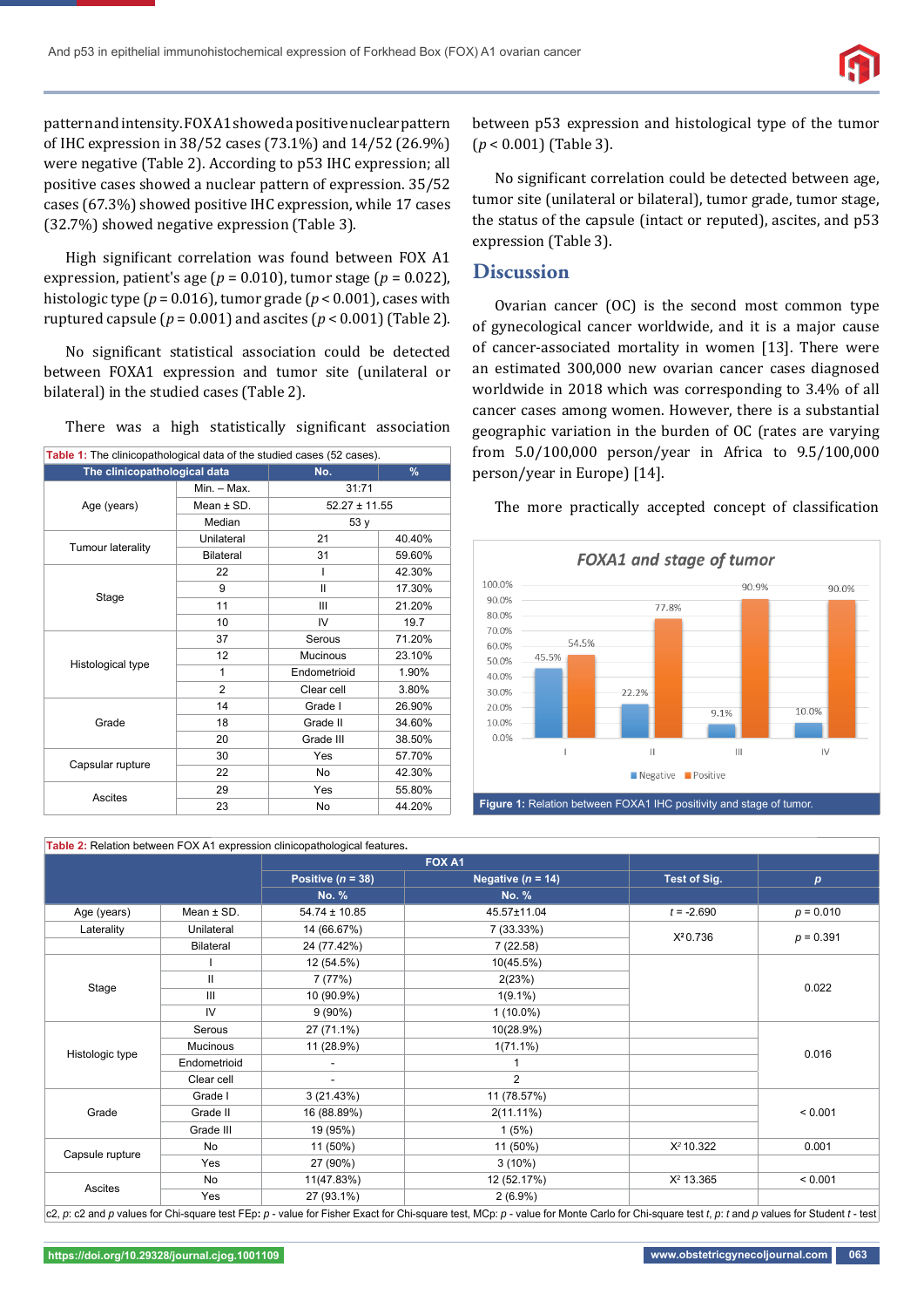pattern and intensity. FOXA1 showed a positive nuclear pattern of IHC expression in 38/52 cases (73.1%) and 14/52 (26.9%) were negative (Table 2). According to p53 IHC expression; all positive cases showed a nuclear pattern of expression. 35/52 cases (67.3%) showed positive IHC expression, while 17 cases (32.7%) showed negative expression (Table 3).

High significant correlation was found between FOX A1 expression, patient's age ($p$ = 0.010), tumor stage ($p$ = 0.022), histologic type ($p$ = 0.016), tumor grade ($p$ < 0.001), cases with ruptured capsule ($p$ = 0.001) and ascites ($p$ < 0.001) (Table 2).

No significant statistical association could be detected between FOXA1 expression and tumor site (unilateral or bilateral) in the studied cases (Table 2).

There was a high statistically significant association between p53 expression and histological type of the tumor ($p$ < 0.001) (Table 3).

No significant correlation could be detected between age, tumor site (unilateral or bilateral), tumor grade, tumor stage, the status of the capsule (intact or reputed), ascites, and p53 expression (Table 3).

**Table 1:** The clinicopathological data of the studied cases (52 cases).

| The clinicopathological data | | No. | % |
|---|---|---|---|
| Age (years) | Min. – Max. | 31:71 | |
| | Mean ± SD. | 52.27 ± 11.55 | |
| | Median | 53 y | |
| Tumour laterality | Unilateral | 21 | 40.40% |
| | Bilateral | 31 | 59.60% |
| Stage | 22 | I | 42.30% |
| | 9 | II | 17.30% |
| | 11 | III | 21.20% |
| | 10 | IV | 19.7 |
| Histological type | 37 | Serous | 71.20% |
| | 12 | Mucinous | 23.10% |
| | 1 | Endometrioid | 1.90% |
| | 2 | Clear cell | 3.80% |
| Grade | 14 | Grade I | 26.90% |
| | 18 | Grade II | 34.60% |
| | 20 | Grade III | 38.50% |
| Capsular rupture | 30 | Yes | 57.70% |
| | 22 | No | 42.30% |
| Ascites | 29 | Yes | 55.80% |
| | 23 | No | 44.20% |

## Discussion

Ovarian cancer (OC) is the second most common type of gynecological cancer worldwide, and it is a major cause of cancer-associated mortality in women [13]. There were an estimated 300,000 new ovarian cancer cases diagnosed worldwide in 2018 which was corresponding to 3.4% of all cancer cases among women. However, there is a substantial geographic variation in the burden of OC (rates are varying from 5.0/100,000 person/year in Africa to 9.5/100,000 person/year in Europe) [14].

The more practically accepted concept of classification

**Figure 1:** Relation between FOXA1 IHC positivity and stage of tumor.

**Table 2:** Relation between FOX A1 expression clinicopathological features.

| | | FOX A1 | | | |
|---|---|---|---|---|---|
| | | Positive ($n$ = 38) | Negative ($n$ = 14) | Test of Sig. | $p$ |
| | | No. % | No. % | | |
| Age (years) | Mean ± SD. | 54.74 ± 10.85 | 45.57±11.04 | $t$ = -2.690 | $p$ = 0.010 |
| Laterality | Unilateral | 14 (66.67%) | 7 (33.33%) | $X^2$ 0.736 | $p$ = 0.391 |
| | Bilateral | 24 (77.42%) | 7 (22.58) | | |
| Stage | I | 12 (54.5%) | 10(45.5%) | | 0.022 |
| | II | 7 (77%) | 2(23%) | | |
| | III | 10 (90.9%) | 1(9.1%) | | |
| | IV | 9 (90%) | 1 (10.0%) | | |
| Histologic type | Serous | 27 (71.1%) | 10(28.9%) | | 0.016 |
| | Mucinous | 11 (28.9%) | 1(71.1%) | | |
| | Endometrioid | - | 1 | | |
| | Clear cell | - | 2 | | |
| Grade | Grade I | 3 (21.43%) | 11 (78.57%) | | < 0.001 |
| | Grade II | 16 (88.89%) | 2(11.11%) | | |
| | Grade III | 19 (95%) | 1 (5%) | | |
| Capsule rupture | No | 11 (50%) | 11 (50%) | $X^2$ 10.322 | 0.001 |
| | Yes | 27 (90%) | 3 (10%) | | |
| Ascites | No | 11(47.83%) | 12 (52.17%) | $X^2$ 13.365 | < 0.001 |
| | Yes | 27 (93.1%) | 2 (6.9%) | | |

c2, $p$: c2 and $p$ values for Chi-square test FEp: $p$ - value for Fisher Exact for Chi-square test, MCp: $p$ - value for Monte Carlo for Chi-square test $t$, $p$: $t$ and $p$ values for Student $t$ - test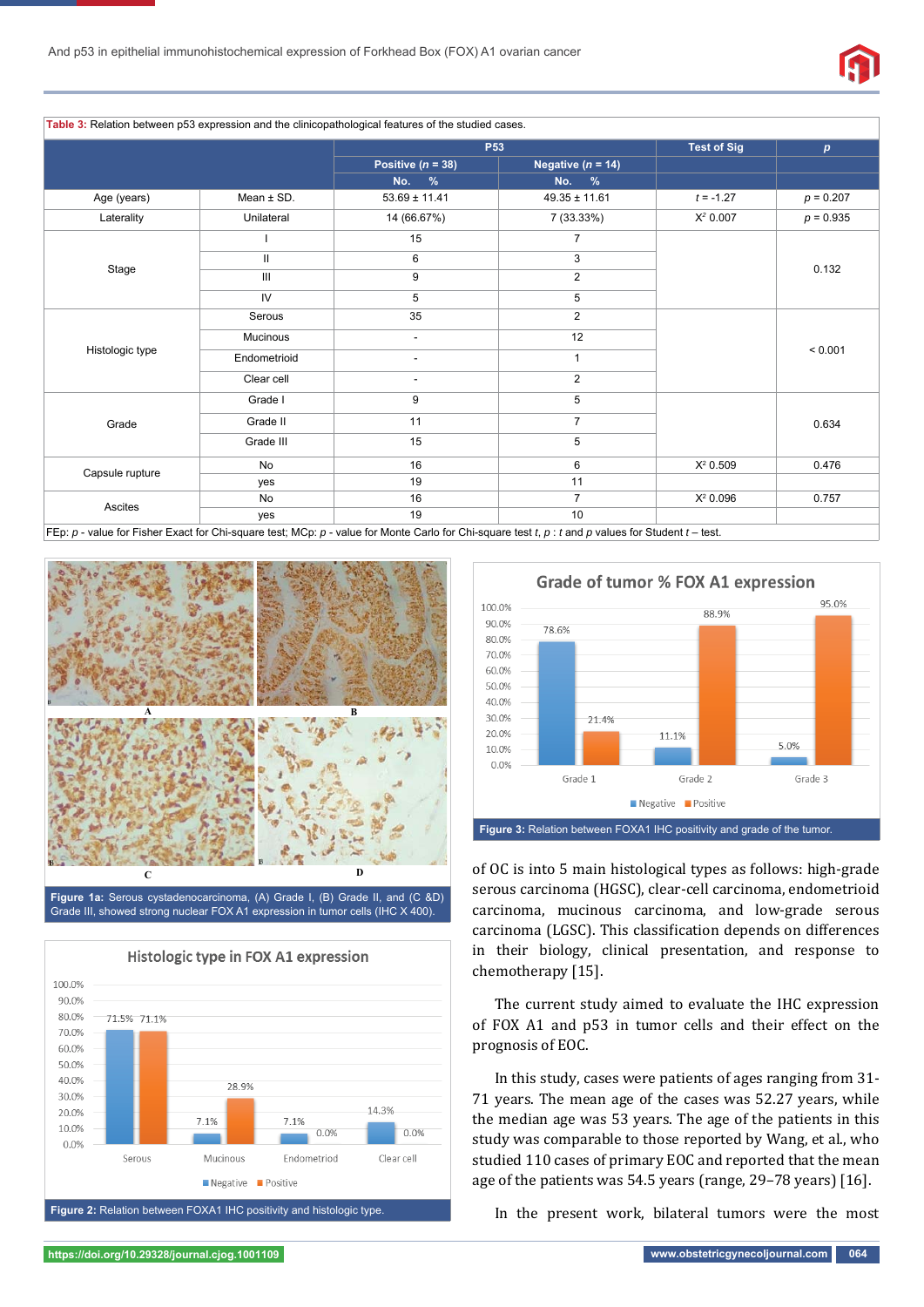**Table 3:** Relation between p53 expression and the clinicopathological features of the studied cases.

| | | P53 | | Test of Sig | p |
|---|---|---|---|---|---|
| | | Positive (n = 38) | Negative (n = 14) | | |
| | | No. % | No. % | | |
| Age (years) | Mean ± SD. | 53.69 ± 11.41 | 49.35 ± 11.61 | t = -1.27 | p = 0.207 |
| Laterality | Unilateral | 14 (66.67%) | 7 (33.33%) | $X^2$ 0.007 | p = 0.935 |
| Stage | I | 15 | 7 | | 0.132 |
| | II | 6 | 3 | | |
| | III | 9 | 2 | | |
| | IV | 5 | 5 | | |
| Histologic type | Serous | 35 | 2 | | < 0.001 |
| | Mucinous | - | 12 | | |
| | Endometrioid | - | 1 | | |
| | Clear cell | - | 2 | | |
| Grade | Grade I | 9 | 5 | | 0.634 |
| | Grade II | 11 | 7 | | |
| | Grade III | 15 | 5 | | |
| Capsule rupture | No | 16 | 6 | $X^2$ 0.509 | 0.476 |
| | yes | 19 | 11 | | |
| Ascites | No | 16 | 7 | $X^2$ 0.096 | 0.757 |
| | yes | 19 | 10 | | |

FEp: p - value for Fisher Exact for Chi-square test; MCp: p - value for Monte Carlo for Chi-square test t, p : t and p values for Student t – test.

**Figure 1a:** Serous cystadenocarcinoma, (A) Grade I, (B) Grade II, and (C &D) Grade III, showed strong nuclear FOX A1 expression in tumor cells (IHC X 400).

**Figure 2:** Relation between FOXA1 IHC positivity and histologic type.

**Figure 3:** Relation between FOXA1 IHC positivity and grade of the tumor.

of OC is into 5 main histological types as follows: high-grade serous carcinoma (HGSC), clear-cell carcinoma, endometrioid carcinoma, mucinous carcinoma, and low-grade serous carcinoma (LGSC). This classification depends on differences in their biology, clinical presentation, and response to chemotherapy [15].

The current study aimed to evaluate the IHC expression of FOX A1 and p53 in tumor cells and their effect on the prognosis of EOC.

In this study, cases were patients of ages ranging from 31-71 years. The mean age of the cases was 52.27 years, while the median age was 53 years. The age of the patients in this study was comparable to those reported by Wang, et al., who studied 110 cases of primary EOC and reported that the mean age of the patients was 54.5 years (range, 29–78 years) [16].

In the present work, bilateral tumors were the most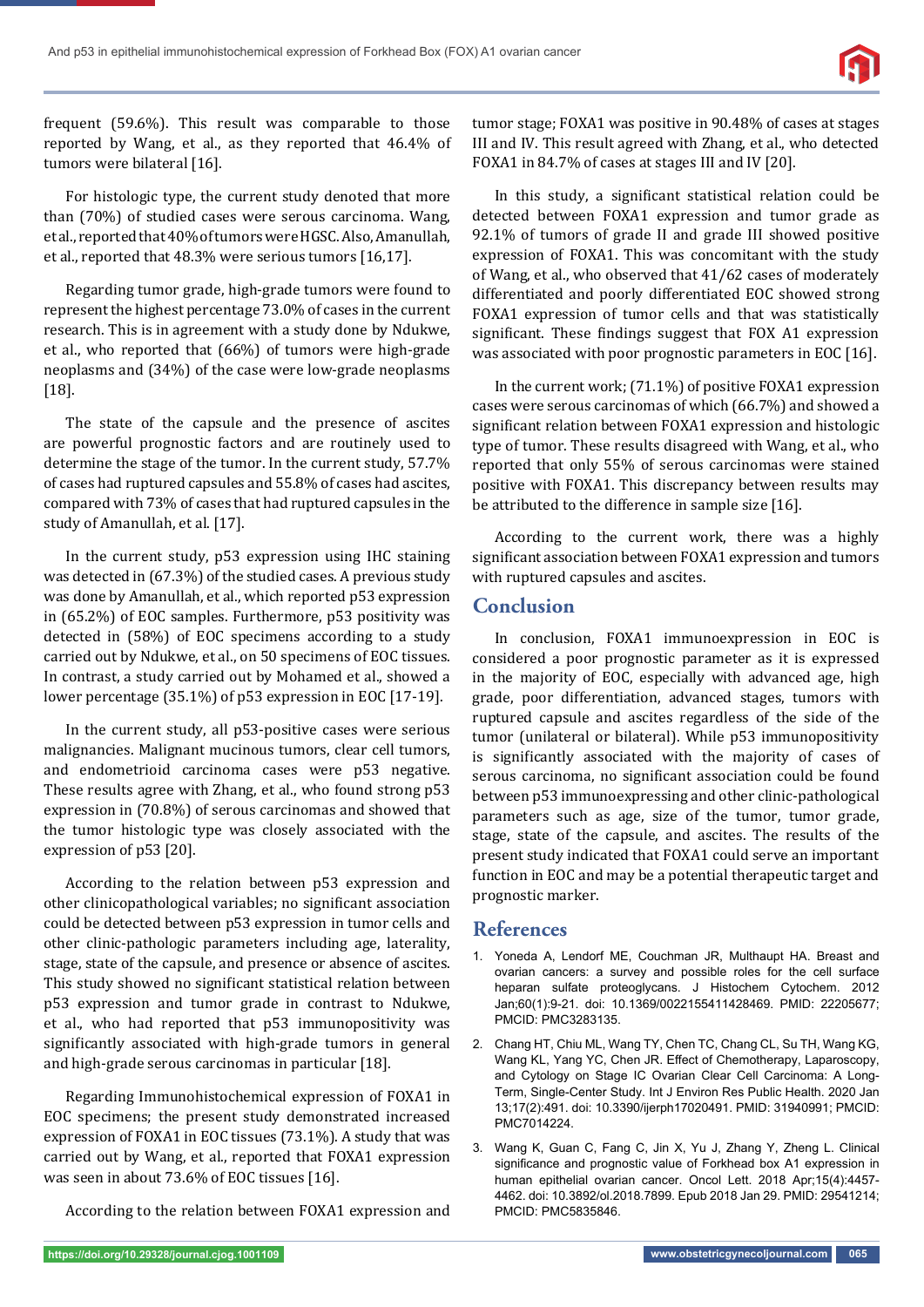frequent (59.6%). This result was comparable to those reported by Wang, et al., as they reported that 46.4% of tumors were bilateral [16].

For histologic type, the current study denoted that more than (70%) of studied cases were serous carcinoma. Wang, et al., reported that 40% of tumors were HGSC. Also, Amanullah, et al., reported that 48.3% were serious tumors [16,17].

Regarding tumor grade, high-grade tumors were found to represent the highest percentage 73.0% of cases in the current research. This is in agreement with a study done by Ndukwe, et al., who reported that (66%) of tumors were high-grade neoplasms and (34%) of the case were low-grade neoplasms [18].

The state of the capsule and the presence of ascites are powerful prognostic factors and are routinely used to determine the stage of the tumor. In the current study, 57.7% of cases had ruptured capsules and 55.8% of cases had ascites, compared with 73% of cases that had ruptured capsules in the study of Amanullah, et al. [17].

In the current study, p53 expression using IHC staining was detected in (67.3%) of the studied cases. A previous study was done by Amanullah, et al., which reported p53 expression in (65.2%) of EOC samples. Furthermore, p53 positivity was detected in (58%) of EOC specimens according to a study carried out by Ndukwe, et al., on 50 specimens of EOC tissues. In contrast, a study carried out by Mohamed et al., showed a lower percentage (35.1%) of p53 expression in EOC [17-19].

In the current study, all p53-positive cases were serious malignancies. Malignant mucinous tumors, clear cell tumors, and endometrioid carcinoma cases were p53 negative. These results agree with Zhang, et al., who found strong p53 expression in (70.8%) of serous carcinomas and showed that the tumor histologic type was closely associated with the expression of p53 [20].

According to the relation between p53 expression and other clinicopathological variables; no significant association could be detected between p53 expression in tumor cells and other clinic-pathologic parameters including age, laterality, stage, state of the capsule, and presence or absence of ascites. This study showed no significant statistical relation between p53 expression and tumor grade in contrast to Ndukwe, et al., who had reported that p53 immunopositivity was significantly associated with high-grade tumors in general and high-grade serous carcinomas in particular [18].

Regarding Immunohistochemical expression of FOXA1 in EOC specimens; the present study demonstrated increased expression of FOXA1 in EOC tissues (73.1%). A study that was carried out by Wang, et al., reported that FOXA1 expression was seen in about 73.6% of EOC tissues [16].

According to the relation between FOXA1 expression and tumor stage; FOXA1 was positive in 90.48% of cases at stages III and IV. This result agreed with Zhang, et al., who detected FOXA1 in 84.7% of cases at stages III and IV [20].

In this study, a significant statistical relation could be detected between FOXA1 expression and tumor grade as 92.1% of tumors of grade II and grade III showed positive expression of FOXA1. This was concomitant with the study of Wang, et al., who observed that 41/62 cases of moderately differentiated and poorly differentiated EOC showed strong FOXA1 expression of tumor cells and that was statistically significant. These findings suggest that FOX A1 expression was associated with poor prognostic parameters in EOC [16].

In the current work; (71.1%) of positive FOXA1 expression cases were serous carcinomas of which (66.7%) and showed a significant relation between FOXA1 expression and histologic type of tumor. These results disagreed with Wang, et al., who reported that only 55% of serous carcinomas were stained positive with FOXA1. This discrepancy between results may be attributed to the difference in sample size [16].

According to the current work, there was a highly significant association between FOXA1 expression and tumors with ruptured capsules and ascites.

## Conclusion

In conclusion, FOXA1 immunoexpression in EOC is considered a poor prognostic parameter as it is expressed in the majority of EOC, especially with advanced age, high grade, poor differentiation, advanced stages, tumors with ruptured capsule and ascites regardless of the side of the tumor (unilateral or bilateral). While p53 immunopositivity is significantly associated with the majority of cases of serous carcinoma, no significant association could be found between p53 immunoexpressing and other clinic-pathological parameters such as age, size of the tumor, tumor grade, stage, state of the capsule, and ascites. The results of the present study indicated that FOXA1 could serve an important function in EOC and may be a potential therapeutic target and prognostic marker.

## References

1. Yoneda A, Lendorf ME, Couchman JR, Multhaupt HA. Breast and ovarian cancers: a survey and possible roles for the cell surface heparan sulfate proteoglycans. J Histochem Cytochem. 2012 Jan;60(1):9-21. doi: 10.1369/0022155411428469. PMID: 22205677; PMCID: PMC3283135.
2. Chang HT, Chiu ML, Wang TY, Chen TC, Chang CL, Su TH, Wang KG, Wang KL, Yang YC, Chen JR. Effect of Chemotherapy, Laparoscopy, and Cytology on Stage IC Ovarian Clear Cell Carcinoma: A Long-Term, Single-Center Study. Int J Environ Res Public Health. 2020 Jan 13;17(2):491. doi: 10.3390/ijerph17020491. PMID: 31940991; PMCID: PMC7014224.
3. Wang K, Guan C, Fang C, Jin X, Yu J, Zhang Y, Zheng L. Clinical significance and prognostic value of Forkhead box A1 expression in human epithelial ovarian cancer. Oncol Lett. 2018 Apr;15(4):4457-4462. doi: 10.3892/ol.2018.7899. Epub 2018 Jan 29. PMID: 29541214; PMCID: PMC5835846.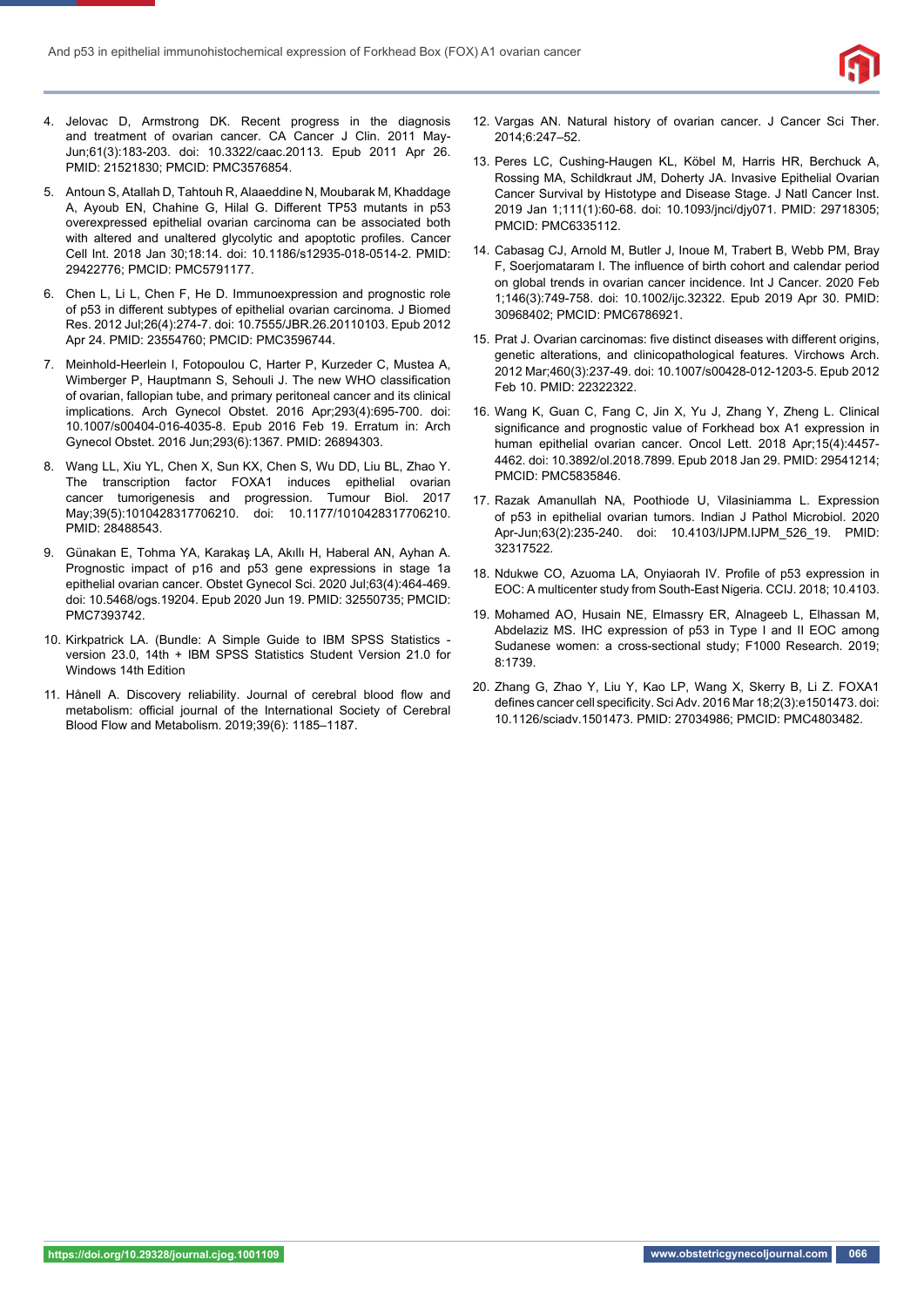4. Jelovac D, Armstrong DK. Recent progress in the diagnosis and treatment of ovarian cancer. CA Cancer J Clin. 2011 May-Jun;61(3):183-203. doi: 10.3322/caac.20113. Epub 2011 Apr 26. PMID: 21521830; PMCID: PMC3576854.

5. Antoun S, Atallah D, Tahtouh R, Alaaeddine N, Moubarak M, Khaddage A, Ayoub EN, Chahine G, Hilal G. Different TP53 mutants in p53 overexpressed epithelial ovarian carcinoma can be associated both with altered and unaltered glycolytic and apoptotic profiles. Cancer Cell Int. 2018 Jan 30;18:14. doi: 10.1186/s12935-018-0514-2. PMID: 29422776; PMCID: PMC5791177.

6. Chen L, Li L, Chen F, He D. Immunoexpression and prognostic role of p53 in different subtypes of epithelial ovarian carcinoma. J Biomed Res. 2012 Jul;26(4):274-7. doi: 10.7555/JBR.26.20110103. Epub 2012 Apr 24. PMID: 23554760; PMCID: PMC3596744.

7. Meinhold-Heerlein I, Fotopoulou C, Harter P, Kurzeder C, Mustea A, Wimberger P, Hauptmann S, Sehouli J. The new WHO classification of ovarian, fallopian tube, and primary peritoneal cancer and its clinical implications. Arch Gynecol Obstet. 2016 Apr;293(4):695-700. doi: 10.1007/s00404-016-4035-8. Epub 2016 Feb 19. Erratum in: Arch Gynecol Obstet. 2016 Jun;293(6):1367. PMID: 26894303.

8. Wang LL, Xiu YL, Chen X, Sun KX, Chen S, Wu DD, Liu BL, Zhao Y. The transcription factor FOXA1 induces epithelial ovarian cancer tumorigenesis and progression. Tumour Biol. 2017 May;39(5):1010428317706210. doi: 10.1177/1010428317706210. PMID: 28488543.

9. Günakan E, Tohma YA, Karakaş LA, Akıllı H, Haberal AN, Ayhan A. Prognostic impact of p16 and p53 gene expressions in stage 1a epithelial ovarian cancer. Obstet Gynecol Sci. 2020 Jul;63(4):464-469. doi: 10.5468/ogs.19204. Epub 2020 Jun 19. PMID: 32550735; PMCID: PMC7393742.

10. Kirkpatrick LA. (Bundle: A Simple Guide to IBM SPSS Statistics - version 23.0, 14th + IBM SPSS Statistics Student Version 21.0 for Windows 14th Edition

11. Hånell A. Discovery reliability. Journal of cerebral blood flow and metabolism: official journal of the International Society of Cerebral Blood Flow and Metabolism. 2019;39(6): 1185–1187.

12. Vargas AN. Natural history of ovarian cancer. J Cancer Sci Ther. 2014;6:247–52.

13. Peres LC, Cushing-Haugen KL, Köbel M, Harris HR, Berchuck A, Rossing MA, Schildkraut JM, Doherty JA. Invasive Epithelial Ovarian Cancer Survival by Histotype and Disease Stage. J Natl Cancer Inst. 2019 Jan 1;111(1):60-68. doi: 10.1093/jnci/djy071. PMID: 29718305; PMCID: PMC6335112.

14. Cabasag CJ, Arnold M, Butler J, Inoue M, Trabert B, Webb PM, Bray F, Soerjomataram I. The influence of birth cohort and calendar period on global trends in ovarian cancer incidence. Int J Cancer. 2020 Feb 1;146(3):749-758. doi: 10.1002/ijc.32322. Epub 2019 Apr 30. PMID: 30968402; PMCID: PMC6786921.

15. Prat J. Ovarian carcinomas: five distinct diseases with different origins, genetic alterations, and clinicopathological features. Virchows Arch. 2012 Mar;460(3):237-49. doi: 10.1007/s00428-012-1203-5. Epub 2012 Feb 10. PMID: 22322322.

16. Wang K, Guan C, Fang C, Jin X, Yu J, Zhang Y, Zheng L. Clinical significance and prognostic value of Forkhead box A1 expression in human epithelial ovarian cancer. Oncol Lett. 2018 Apr;15(4):4457-4462. doi: 10.3892/ol.2018.7899. Epub 2018 Jan 29. PMID: 29541214; PMCID: PMC5835846.

17. Razak Amanullah NA, Poothiode U, Vilasiniamma L. Expression of p53 in epithelial ovarian tumors. Indian J Pathol Microbiol. 2020 Apr-Jun;63(2):235-240. doi: 10.4103/IJPM.IJPM_526_19. PMID: 32317522.

18. Ndukwe CO, Azuoma LA, Onyiaorah IV. Profile of p53 expression in EOC: A multicenter study from South-East Nigeria. CCIJ. 2018; 10.4103.

19. Mohamed AO, Husain NE, Elmassry ER, Alnageeb L, Elhassan M, Abdelaziz MS. IHC expression of p53 in Type I and II EOC among Sudanese women: a cross-sectional study; F1000 Research. 2019; 8:1739.

20. Zhang G, Zhao Y, Liu Y, Kao LP, Wang X, Skerry B, Li Z. FOXA1 defines cancer cell specificity. Sci Adv. 2016 Mar 18;2(3):e1501473. doi: 10.1126/sciadv.1501473. PMID: 27034986; PMCID: PMC4803482.